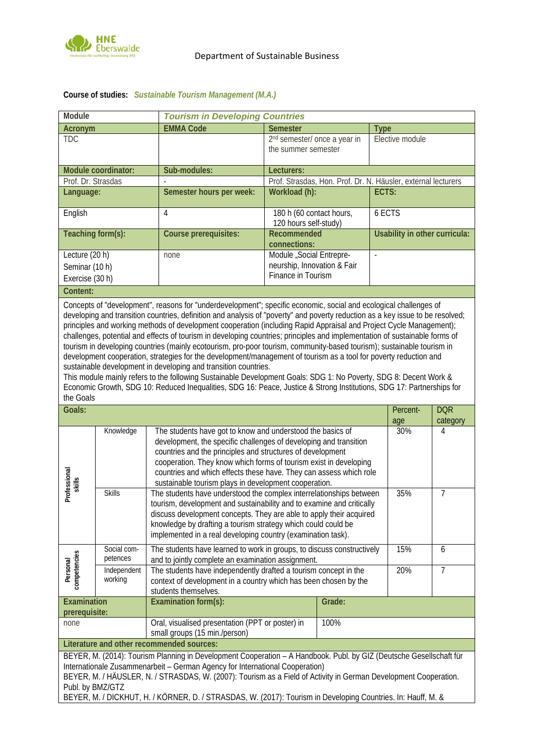Department of Sustainable Business

**Course of studies:** ***Sustainable Tourism Management (M.A.)***

| Module | ***Tourism in Developing Countries*** | | |
|---|---|---|---|
| **Acronym** | **EMMA Code** | **Semester** | **Type** |
| TDC | | 2nd semester/ once a year in the summer semester | Elective module |
| **Module coordinator:** | **Sub-modules:** | **Lecturers:** | |
| Prof. Dr. Strasdas | - | Prof. Strasdas, Hon. Prof. Dr. N. Häusler, external lecturers | |
| **Language:** | **Semester hours per week:** | **Workload (h):** | **ECTS:** |
| English | 4 | 180 h (60 contact hours, 120 hours self-study) | 6 ECTS |
| **Teaching form(s):** | **Course prerequisites:** | **Recommended connections:** | **Usability in other curricula:** |
| Lecture (20 h)<br>Seminar (10 h)<br>Exercise (30 h) | none | Module „Social Entrepreneurship, Innovation & Fair Finance in Tourism | - |

**Content:**

Concepts of "development", reasons for "underdevelopment"; specific economic, social and ecological challenges of developing and transition countries, definition and analysis of "poverty" and poverty reduction as a key issue to be resolved; principles and working methods of development cooperation (including Rapid Appraisal and Project Cycle Management); challenges, potential and effects of tourism in developing countries; principles and implementation of sustainable forms of tourism in developing countries (mainly ecotourism, pro-poor tourism, community-based tourism); sustainable tourism in development cooperation, strategies for the development/management of tourism as a tool for poverty reduction and sustainable development in developing and transition countries.

This module mainly refers to the following Sustainable Development Goals: SDG 1: No Poverty, SDG 8: Decent Work & Economic Growth, SDG 10: Reduced Inequalities, SDG 16: Peace, Justice & Strong Institutions, SDG 17: Partnerships for the Goals

| **Goals:** | | | **Percentage** | **DQR category** |
|---|---|---|---|---|
| Professional skills | Knowledge | The students have got to know and understood the basics of development, the specific challenges of developing and transition countries and the principles and structures of development cooperation. They know which forms of tourism exist in developing countries and which effects these have. They can assess which role sustainable tourism plays in development cooperation. | 30% | 4 |
| | Skills | The students have understood the complex interrelationships between tourism, development and sustainability and to examine and critically discuss development concepts. They are able to apply their acquired knowledge by drafting a tourism strategy which could could be implemented in a real developing country (examination task). | 35% | 7 |
| Personal competencies | Social competences | The students have learned to work in groups, to discuss constructively and to jointly complete an examination assignment. | 15% | 6 |
| | Independent working | The students have independently drafted a tourism concept in the context of development in a country which has been chosen by the students themselves. | 20% | 7 |

| **Examination prerequisite:** | **Examination form(s):** | **Grade:** |
|---|---|---|
| none | Oral, visualised presentation (PPT or poster) in small groups (15 min./person) | 100% |

**Literature and other recommended sources:**

BEYER, M. (2014): Tourism Planning in Development Cooperation – A Handbook. Publ. by GIZ (Deutsche Gesellschaft für Internationale Zusammenarbeit – German Agency for International Cooperation)

BEYER, M. / HÄUSLER, N. / STRASDAS, W. (2007): Tourism as a Field of Activity in German Development Cooperation. Publ. by BMZ/GTZ

BEYER, M. / DICKHUT, H. / KÖRNER, D. / STRASDAS, W. (2017): Tourism in Developing Countries. In: Hauff, M. &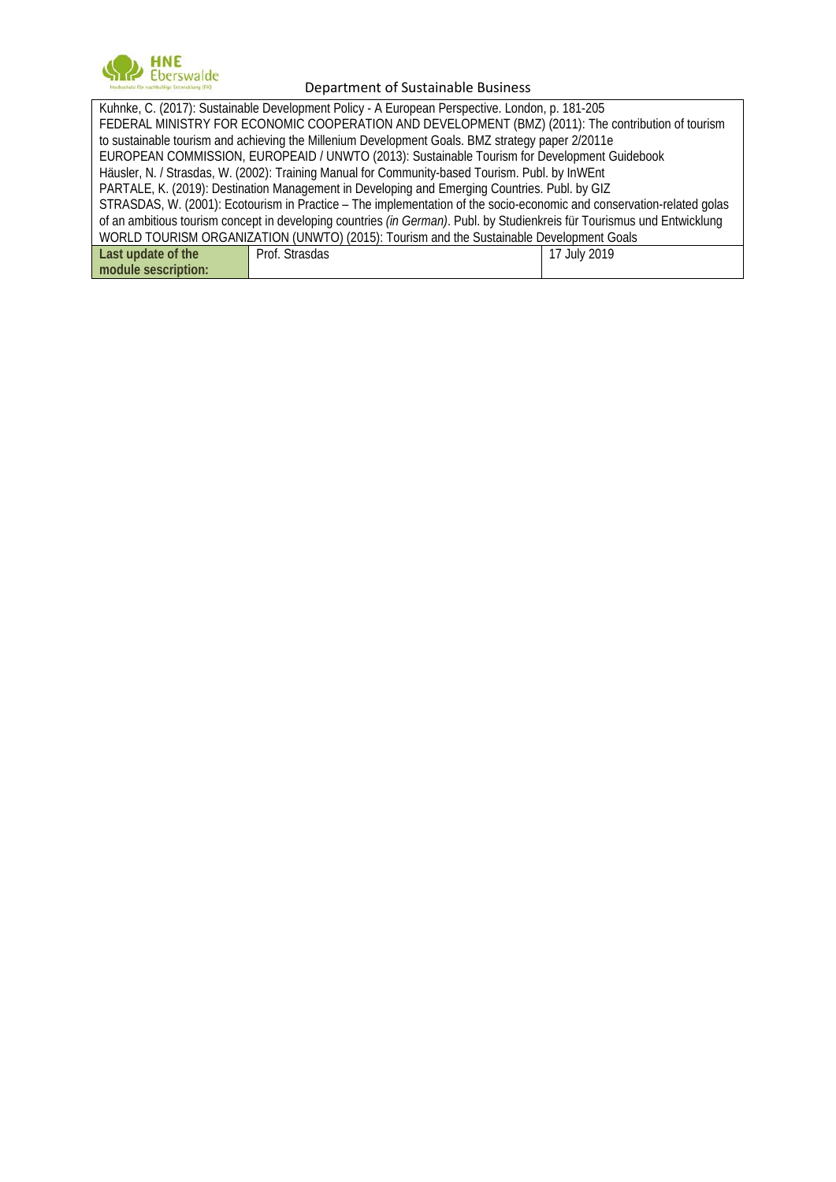Kuhnke, C. (2017): Sustainable Development Policy - A European Perspective. London, p. 181-205
FEDERAL MINISTRY FOR ECONOMIC COOPERATION AND DEVELOPMENT (BMZ) (2011): The contribution of tourism to sustainable tourism and achieving the Millenium Development Goals. BMZ strategy paper 2/2011e
EUROPEAN COMMISSION, EUROPEAID / UNWTO (2013): Sustainable Tourism for Development Guidebook
Häusler, N. / Strasdas, W. (2002): Training Manual for Community-based Tourism. Publ. by InWEnt
PARTALE, K. (2019): Destination Management in Developing and Emerging Countries. Publ. by GIZ
STRASDAS, W. (2001): Ecotourism in Practice – The implementation of the socio-economic and conservation-related golas of an ambitious tourism concept in developing countries *(in German)*. Publ. by Studienkreis für Tourismus und Entwicklung
WORLD TOURISM ORGANIZATION (UNWTO) (2015): Tourism and the Sustainable Development Goals

| | | |
|---|---|---|
| **Last update of the module sescription:** | Prof. Strasdas | 17 July 2019 |